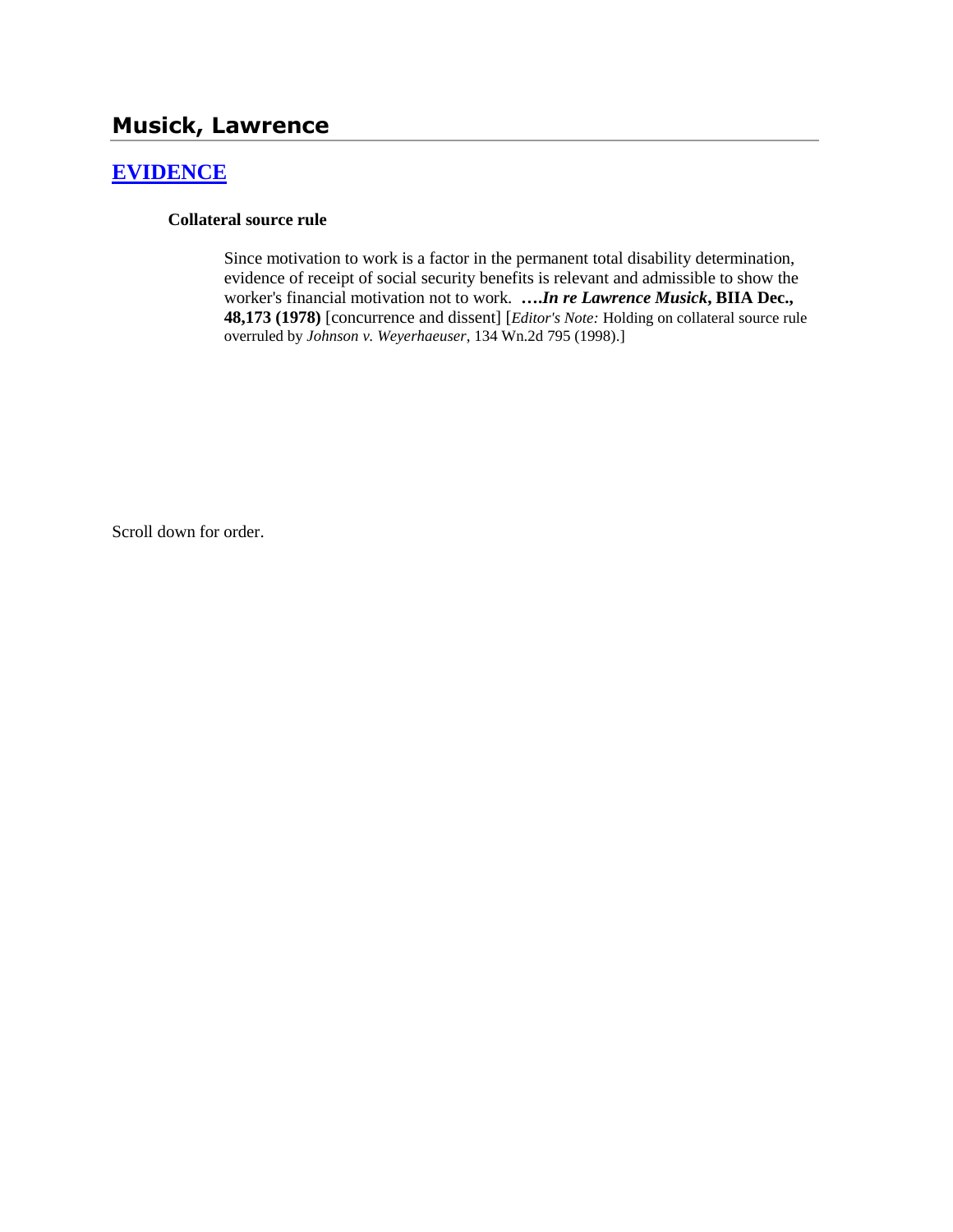## Musick, Lawrence

### [EVIDENCE]

**Collateral source rule**

> Since motivation to work is a factor in the permanent total disability determination, evidence of receipt of social security benefits is relevant and admissible to show the worker's financial motivation not to work. ****….In re Lawrence Musick*, BIIA Dec., 48,173 (1978)** [concurrence and dissent] [*Editor's Note:* Holding on collateral source rule overruled by *Johnson v. Weyerhaeuser*, 134 Wn.2d 795 (1998).]

Scroll down for order.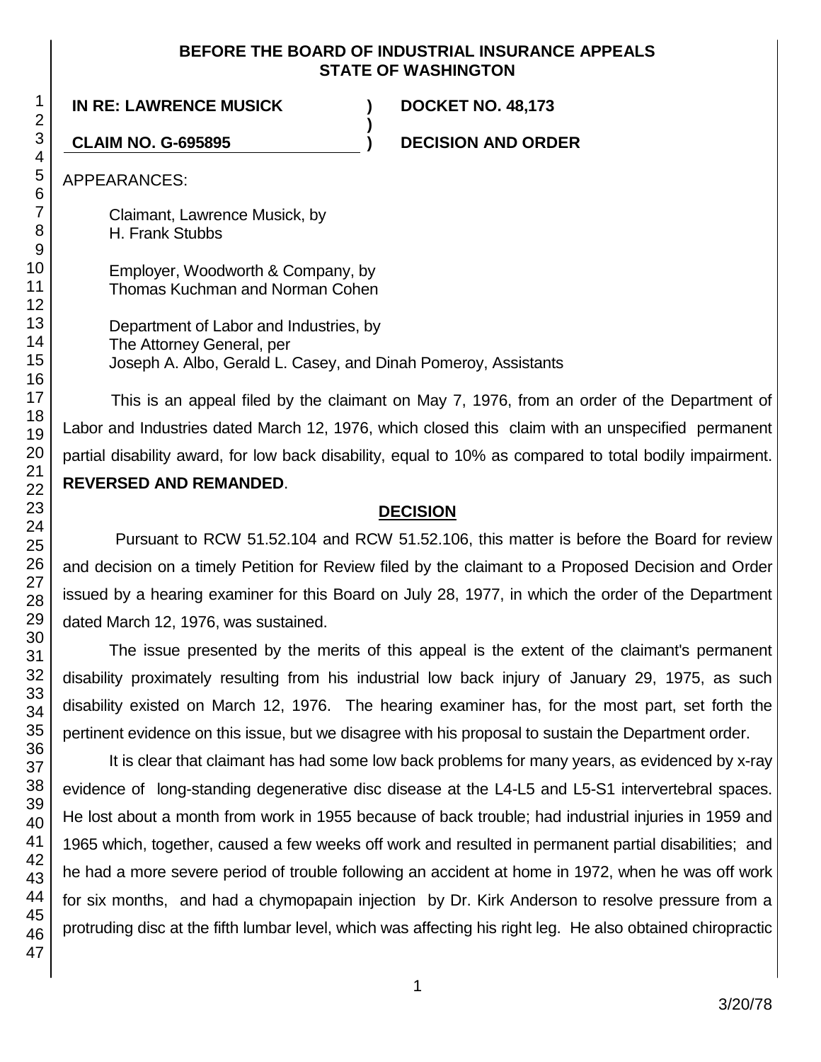**BEFORE THE BOARD OF INDUSTRIAL INSURANCE APPEALS**
**STATE OF WASHINGTON**

| | | |
|---|---|---|
| **IN RE: LAWRENCE MUSICK** | **)** | **DOCKET NO. 48,173** |
| | **)** | |
| **CLAIM NO. G-695895** | **)** | **DECISION AND ORDER** |

APPEARANCES:

Claimant, Lawrence Musick, by
H. Frank Stubbs

Employer, Woodworth & Company, by
Thomas Kuchman and Norman Cohen

Department of Labor and Industries, by
The Attorney General, per
Joseph A. Albo, Gerald L. Casey, and Dinah Pomeroy, Assistants

This is an appeal filed by the claimant on May 7, 1976, from an order of the Department of Labor and Industries dated March 12, 1976, which closed this claim with an unspecified permanent partial disability award, for low back disability, equal to 10% as compared to total bodily impairment. **REVERSED AND REMANDED**.

## DECISION

Pursuant to RCW 51.52.104 and RCW 51.52.106, this matter is before the Board for review and decision on a timely Petition for Review filed by the claimant to a Proposed Decision and Order issued by a hearing examiner for this Board on July 28, 1977, in which the order of the Department dated March 12, 1976, was sustained.

The issue presented by the merits of this appeal is the extent of the claimant's permanent disability proximately resulting from his industrial low back injury of January 29, 1975, as such disability existed on March 12, 1976. The hearing examiner has, for the most part, set forth the pertinent evidence on this issue, but we disagree with his proposal to sustain the Department order.

It is clear that claimant has had some low back problems for many years, as evidenced by x-ray evidence of long-standing degenerative disc disease at the L4-L5 and L5-S1 intervertebral spaces. He lost about a month from work in 1955 because of back trouble; had industrial injuries in 1959 and 1965 which, together, caused a few weeks off work and resulted in permanent partial disabilities; and he had a more severe period of trouble following an accident at home in 1972, when he was off work for six months, and had a chymopapain injection by Dr. Kirk Anderson to resolve pressure from a protruding disc at the fifth lumbar level, which was affecting his right leg. He also obtained chiropractic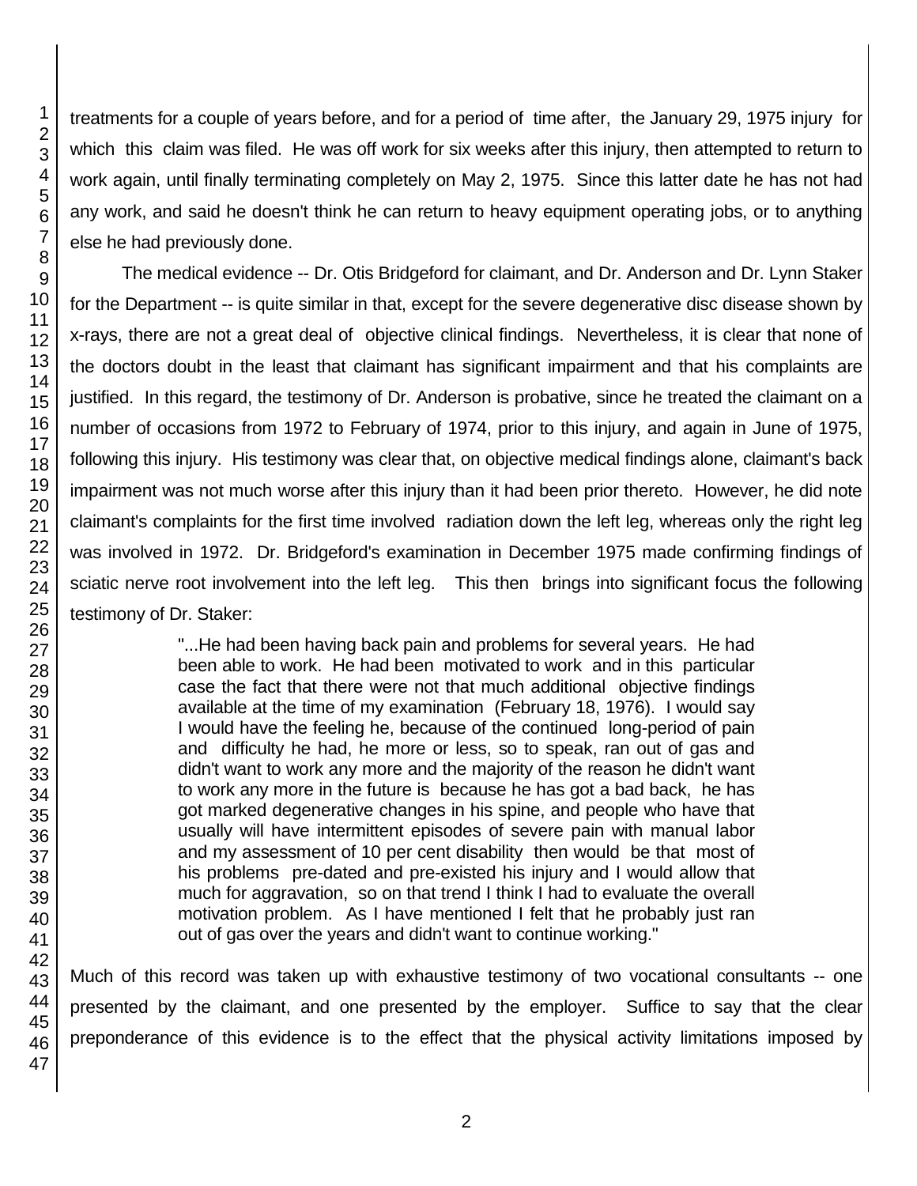treatments for a couple of years before, and for a period of time after, the January 29, 1975 injury for which this claim was filed. He was off work for six weeks after this injury, then attempted to return to work again, until finally terminating completely on May 2, 1975. Since this latter date he has not had any work, and said he doesn't think he can return to heavy equipment operating jobs, or to anything else he had previously done.

The medical evidence -- Dr. Otis Bridgeford for claimant, and Dr. Anderson and Dr. Lynn Staker for the Department -- is quite similar in that, except for the severe degenerative disc disease shown by x-rays, there are not a great deal of objective clinical findings. Nevertheless, it is clear that none of the doctors doubt in the least that claimant has significant impairment and that his complaints are justified. In this regard, the testimony of Dr. Anderson is probative, since he treated the claimant on a number of occasions from 1972 to February of 1974, prior to this injury, and again in June of 1975, following this injury. His testimony was clear that, on objective medical findings alone, claimant's back impairment was not much worse after this injury than it had been prior thereto. However, he did note claimant's complaints for the first time involved radiation down the left leg, whereas only the right leg was involved in 1972. Dr. Bridgeford's examination in December 1975 made confirming findings of sciatic nerve root involvement into the left leg. This then brings into significant focus the following testimony of Dr. Staker:

> "...He had been having back pain and problems for several years. He had been able to work. He had been motivated to work and in this particular case the fact that there were not that much additional objective findings available at the time of my examination (February 18, 1976). I would say I would have the feeling he, because of the continued long-period of pain and difficulty he had, he more or less, so to speak, ran out of gas and didn't want to work any more and the majority of the reason he didn't want to work any more in the future is because he has got a bad back, he has got marked degenerative changes in his spine, and people who have that usually will have intermittent episodes of severe pain with manual labor and my assessment of 10 per cent disability then would be that most of his problems pre-dated and pre-existed his injury and I would allow that much for aggravation, so on that trend I think I had to evaluate the overall motivation problem. As I have mentioned I felt that he probably just ran out of gas over the years and didn't want to continue working."

Much of this record was taken up with exhaustive testimony of two vocational consultants -- one presented by the claimant, and one presented by the employer. Suffice to say that the clear preponderance of this evidence is to the effect that the physical activity limitations imposed by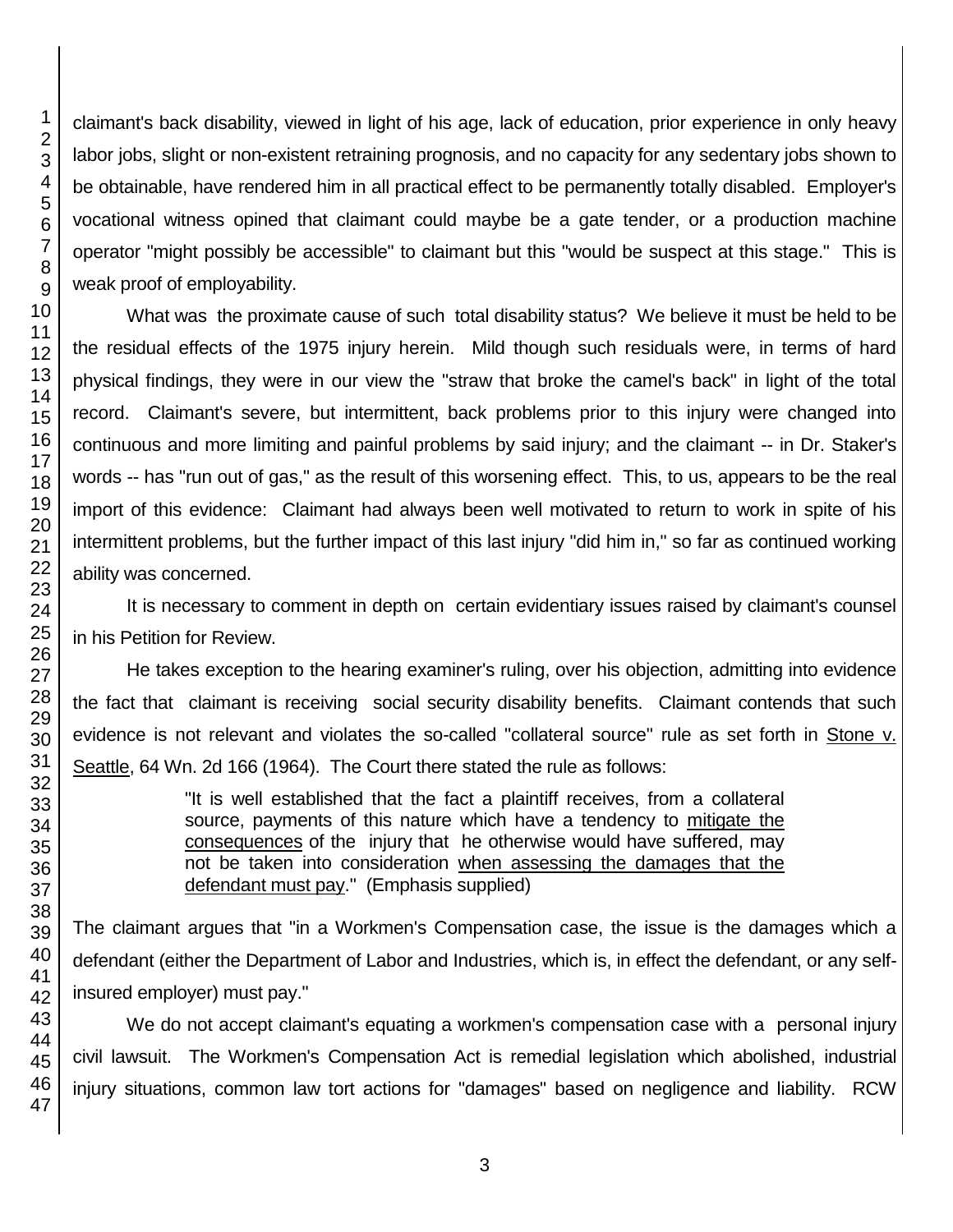claimant's back disability, viewed in light of his age, lack of education, prior experience in only heavy labor jobs, slight or non-existent retraining prognosis, and no capacity for any sedentary jobs shown to be obtainable, have rendered him in all practical effect to be permanently totally disabled. Employer's vocational witness opined that claimant could maybe be a gate tender, or a production machine operator "might possibly be accessible" to claimant but this "would be suspect at this stage." This is weak proof of employability.

What was the proximate cause of such total disability status? We believe it must be held to be the residual effects of the 1975 injury herein. Mild though such residuals were, in terms of hard physical findings, they were in our view the "straw that broke the camel's back" in light of the total record. Claimant's severe, but intermittent, back problems prior to this injury were changed into continuous and more limiting and painful problems by said injury; and the claimant -- in Dr. Staker's words -- has "run out of gas," as the result of this worsening effect. This, to us, appears to be the real import of this evidence: Claimant had always been well motivated to return to work in spite of his intermittent problems, but the further impact of this last injury "did him in," so far as continued working ability was concerned.

It is necessary to comment in depth on certain evidentiary issues raised by claimant's counsel in his Petition for Review.

He takes exception to the hearing examiner's ruling, over his objection, admitting into evidence the fact that claimant is receiving social security disability benefits. Claimant contends that such evidence is not relevant and violates the so-called "collateral source" rule as set forth in <u>Stone v. Seattle</u>, 64 Wn. 2d 166 (1964). The Court there stated the rule as follows:

> "It is well established that the fact a plaintiff receives, from a collateral source, payments of this nature which have a tendency to <u>mitigate the consequences</u> of the injury that he otherwise would have suffered, may not be taken into consideration <u>when assessing the damages that the defendant must pay</u>." (Emphasis supplied)

The claimant argues that "in a Workmen's Compensation case, the issue is the damages which a defendant (either the Department of Labor and Industries, which is, in effect the defendant, or any self-insured employer) must pay."

We do not accept claimant's equating a workmen's compensation case with a personal injury civil lawsuit. The Workmen's Compensation Act is remedial legislation which abolished, industrial injury situations, common law tort actions for "damages" based on negligence and liability. RCW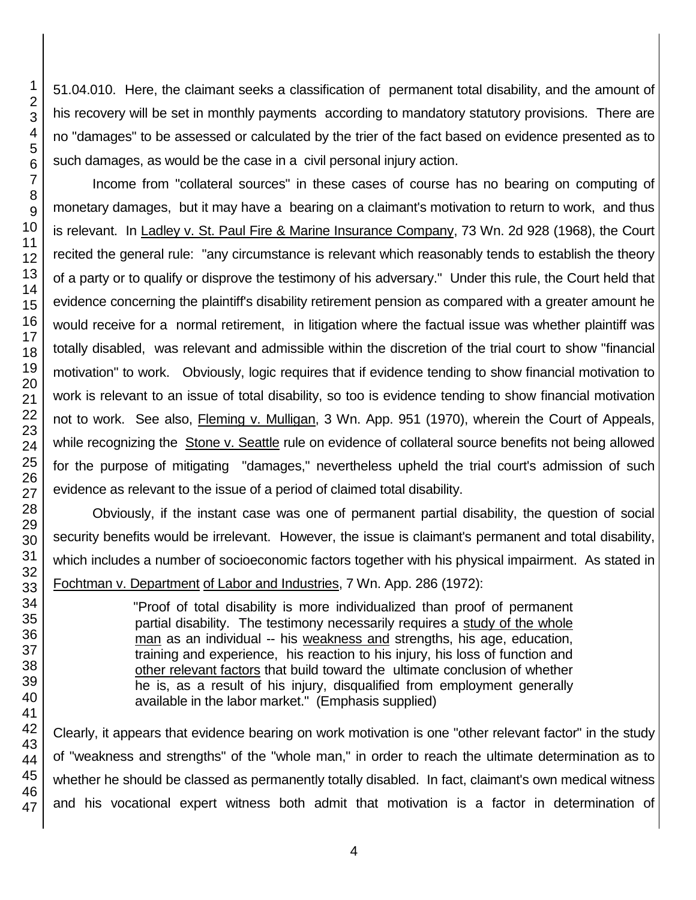51.04.010. Here, the claimant seeks a classification of permanent total disability, and the amount of his recovery will be set in monthly payments according to mandatory statutory provisions. There are no "damages" to be assessed or calculated by the trier of the fact based on evidence presented as to such damages, as would be the case in a civil personal injury action.

Income from "collateral sources" in these cases of course has no bearing on computing of monetary damages, but it may have a bearing on a claimant's motivation to return to work, and thus is relevant. In Ladley v. St. Paul Fire & Marine Insurance Company, 73 Wn. 2d 928 (1968), the Court recited the general rule: "any circumstance is relevant which reasonably tends to establish the theory of a party or to qualify or disprove the testimony of his adversary." Under this rule, the Court held that evidence concerning the plaintiff's disability retirement pension as compared with a greater amount he would receive for a normal retirement, in litigation where the factual issue was whether plaintiff was totally disabled, was relevant and admissible within the discretion of the trial court to show "financial motivation" to work. Obviously, logic requires that if evidence tending to show financial motivation to work is relevant to an issue of total disability, so too is evidence tending to show financial motivation not to work. See also, Fleming v. Mulligan, 3 Wn. App. 951 (1970), wherein the Court of Appeals, while recognizing the Stone v. Seattle rule on evidence of collateral source benefits not being allowed for the purpose of mitigating "damages," nevertheless upheld the trial court's admission of such evidence as relevant to the issue of a period of claimed total disability.

Obviously, if the instant case was one of permanent partial disability, the question of social security benefits would be irrelevant. However, the issue is claimant's permanent and total disability, which includes a number of socioeconomic factors together with his physical impairment. As stated in Fochtman v. Department of Labor and Industries, 7 Wn. App. 286 (1972):

> "Proof of total disability is more individualized than proof of permanent partial disability. The testimony necessarily requires a study of the whole man as an individual -- his weakness and strengths, his age, education, training and experience, his reaction to his injury, his loss of function and other relevant factors that build toward the ultimate conclusion of whether he is, as a result of his injury, disqualified from employment generally available in the labor market." (Emphasis supplied)

Clearly, it appears that evidence bearing on work motivation is one "other relevant factor" in the study of "weakness and strengths" of the "whole man," in order to reach the ultimate determination as to whether he should be classed as permanently totally disabled. In fact, claimant's own medical witness and his vocational expert witness both admit that motivation is a factor in determination of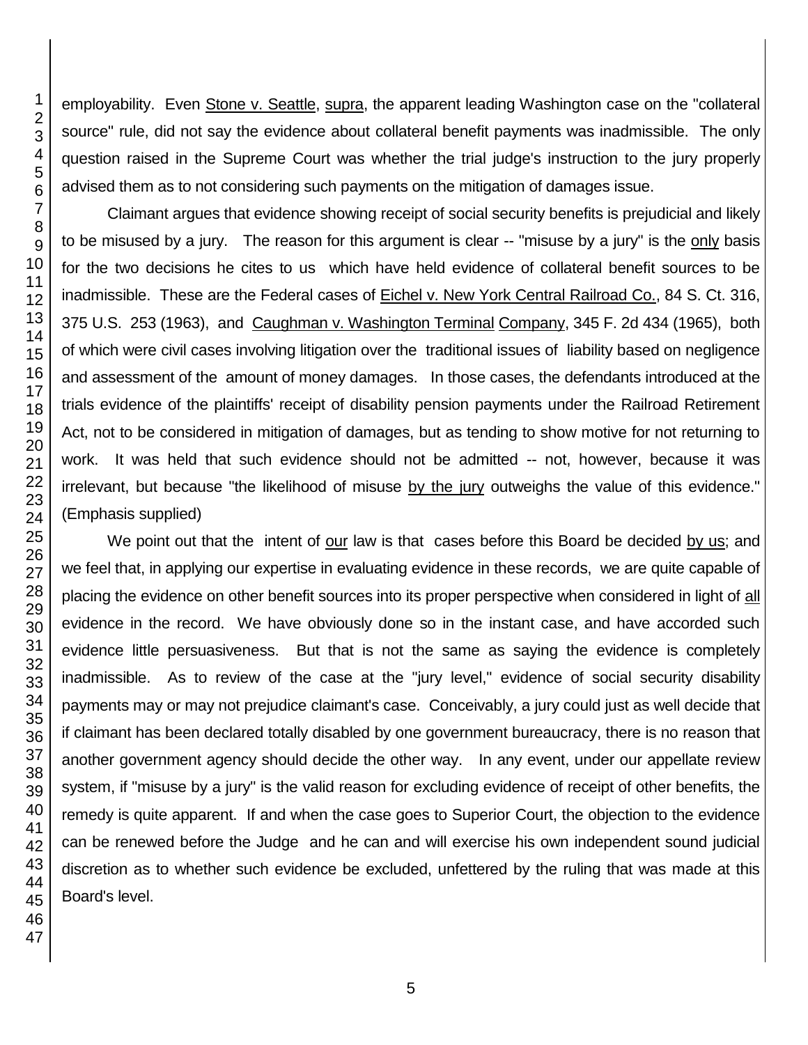employability. Even Stone v. Seattle, supra, the apparent leading Washington case on the "collateral source" rule, did not say the evidence about collateral benefit payments was inadmissible. The only question raised in the Supreme Court was whether the trial judge's instruction to the jury properly advised them as to not considering such payments on the mitigation of damages issue.

Claimant argues that evidence showing receipt of social security benefits is prejudicial and likely to be misused by a jury. The reason for this argument is clear -- "misuse by a jury" is the only basis for the two decisions he cites to us which have held evidence of collateral benefit sources to be inadmissible. These are the Federal cases of Eichel v. New York Central Railroad Co., 84 S. Ct. 316, 375 U.S. 253 (1963), and Caughman v. Washington Terminal Company, 345 F. 2d 434 (1965), both of which were civil cases involving litigation over the traditional issues of liability based on negligence and assessment of the amount of money damages. In those cases, the defendants introduced at the trials evidence of the plaintiffs' receipt of disability pension payments under the Railroad Retirement Act, not to be considered in mitigation of damages, but as tending to show motive for not returning to work. It was held that such evidence should not be admitted -- not, however, because it was irrelevant, but because "the likelihood of misuse by the jury outweighs the value of this evidence." (Emphasis supplied)

We point out that the intent of our law is that cases before this Board be decided by us; and we feel that, in applying our expertise in evaluating evidence in these records, we are quite capable of placing the evidence on other benefit sources into its proper perspective when considered in light of all evidence in the record. We have obviously done so in the instant case, and have accorded such evidence little persuasiveness. But that is not the same as saying the evidence is completely inadmissible. As to review of the case at the "jury level," evidence of social security disability payments may or may not prejudice claimant's case. Conceivably, a jury could just as well decide that if claimant has been declared totally disabled by one government bureaucracy, there is no reason that another government agency should decide the other way. In any event, under our appellate review system, if "misuse by a jury" is the valid reason for excluding evidence of receipt of other benefits, the remedy is quite apparent. If and when the case goes to Superior Court, the objection to the evidence can be renewed before the Judge and he can and will exercise his own independent sound judicial discretion as to whether such evidence be excluded, unfettered by the ruling that was made at this Board's level.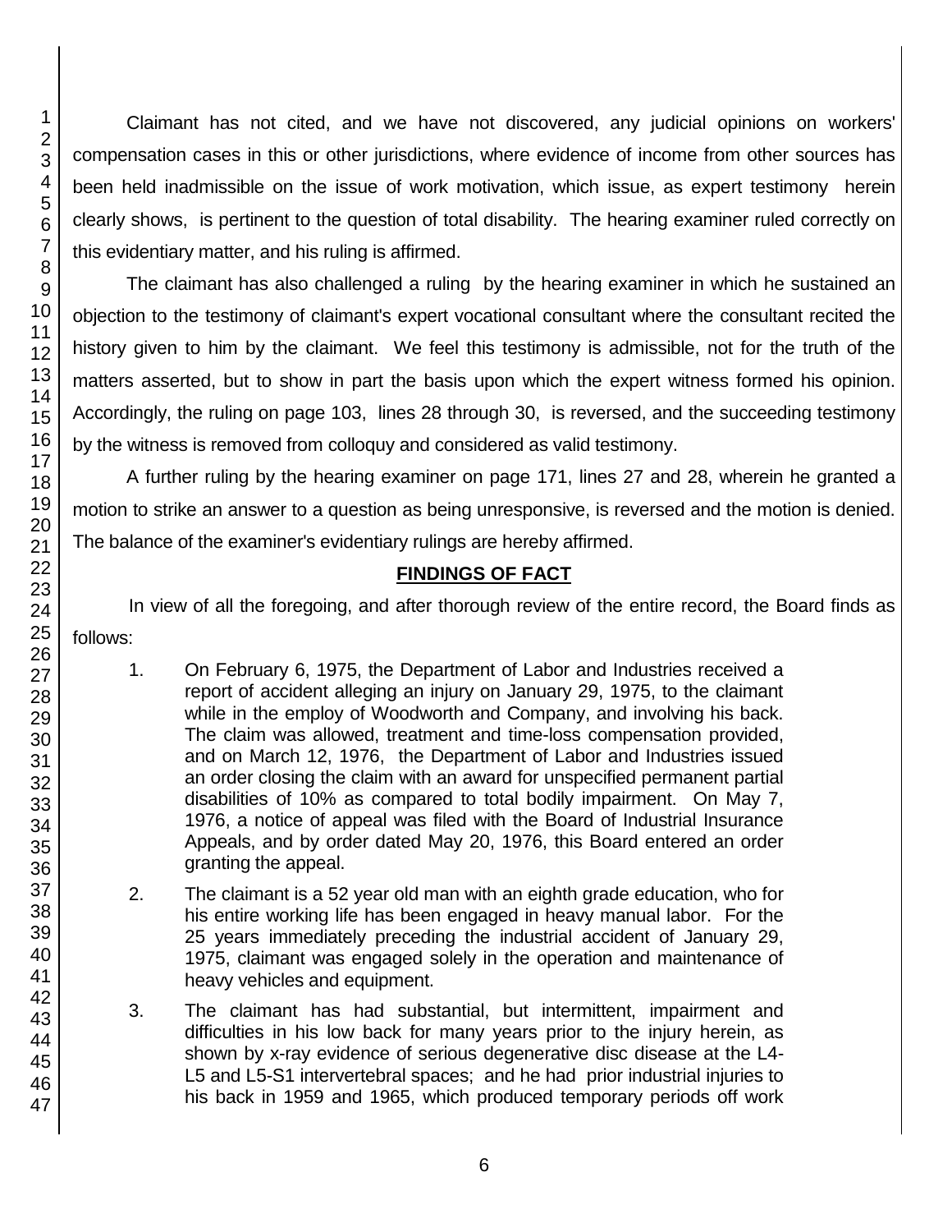Claimant has not cited, and we have not discovered, any judicial opinions on workers' compensation cases in this or other jurisdictions, where evidence of income from other sources has been held inadmissible on the issue of work motivation, which issue, as expert testimony herein clearly shows, is pertinent to the question of total disability. The hearing examiner ruled correctly on this evidentiary matter, and his ruling is affirmed.

The claimant has also challenged a ruling by the hearing examiner in which he sustained an objection to the testimony of claimant's expert vocational consultant where the consultant recited the history given to him by the claimant. We feel this testimony is admissible, not for the truth of the matters asserted, but to show in part the basis upon which the expert witness formed his opinion. Accordingly, the ruling on page 103, lines 28 through 30, is reversed, and the succeeding testimony by the witness is removed from colloquy and considered as valid testimony.

A further ruling by the hearing examiner on page 171, lines 27 and 28, wherein he granted a motion to strike an answer to a question as being unresponsive, is reversed and the motion is denied. The balance of the examiner's evidentiary rulings are hereby affirmed.

## FINDINGS OF FACT

In view of all the foregoing, and after thorough review of the entire record, the Board finds as follows:

1. On February 6, 1975, the Department of Labor and Industries received a report of accident alleging an injury on January 29, 1975, to the claimant while in the employ of Woodworth and Company, and involving his back. The claim was allowed, treatment and time-loss compensation provided, and on March 12, 1976, the Department of Labor and Industries issued an order closing the claim with an award for unspecified permanent partial disabilities of 10% as compared to total bodily impairment. On May 7, 1976, a notice of appeal was filed with the Board of Industrial Insurance Appeals, and by order dated May 20, 1976, this Board entered an order granting the appeal.

2. The claimant is a 52 year old man with an eighth grade education, who for his entire working life has been engaged in heavy manual labor. For the 25 years immediately preceding the industrial accident of January 29, 1975, claimant was engaged solely in the operation and maintenance of heavy vehicles and equipment.

3. The claimant has had substantial, but intermittent, impairment and difficulties in his low back for many years prior to the injury herein, as shown by x-ray evidence of serious degenerative disc disease at the L4-L5 and L5-S1 intervertebral spaces; and he had prior industrial injuries to his back in 1959 and 1965, which produced temporary periods off work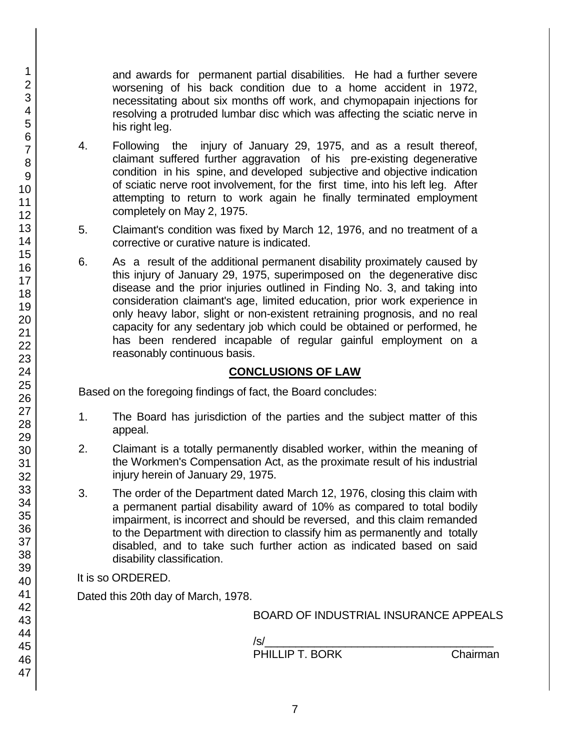and awards for permanent partial disabilities. He had a further severe worsening of his back condition due to a home accident in 1972, necessitating about six months off work, and chymopapain injections for resolving a protruded lumbar disc which was affecting the sciatic nerve in his right leg.

4. Following the injury of January 29, 1975, and as a result thereof, claimant suffered further aggravation of his pre-existing degenerative condition in his spine, and developed subjective and objective indication of sciatic nerve root involvement, for the first time, into his left leg. After attempting to return to work again he finally terminated employment completely on May 2, 1975.

5. Claimant's condition was fixed by March 12, 1976, and no treatment of a corrective or curative nature is indicated.

6. As a result of the additional permanent disability proximately caused by this injury of January 29, 1975, superimposed on the degenerative disc disease and the prior injuries outlined in Finding No. 3, and taking into consideration claimant's age, limited education, prior work experience in only heavy labor, slight or non-existent retraining prognosis, and no real capacity for any sedentary job which could be obtained or performed, he has been rendered incapable of regular gainful employment on a reasonably continuous basis.

## CONCLUSIONS OF LAW

Based on the foregoing findings of fact, the Board concludes:

1. The Board has jurisdiction of the parties and the subject matter of this appeal.

2. Claimant is a totally permanently disabled worker, within the meaning of the Workmen's Compensation Act, as the proximate result of his industrial injury herein of January 29, 1975.

3. The order of the Department dated March 12, 1976, closing this claim with a permanent partial disability award of 10% as compared to total bodily impairment, is incorrect and should be reversed, and this claim remanded to the Department with direction to classify him as permanently and totally disabled, and to take such further action as indicated based on said disability classification.

It is so ORDERED.

Dated this 20th day of March, 1978.

BOARD OF INDUSTRIAL INSURANCE APPEALS

/s/\_\_\_\_\_\_\_\_\_\_\_\_\_\_\_\_\_\_\_\_\_\_\_\_\_\_\_\_\_\_\_\_\_\_\_\_
PHILLIP T. BORK Chairman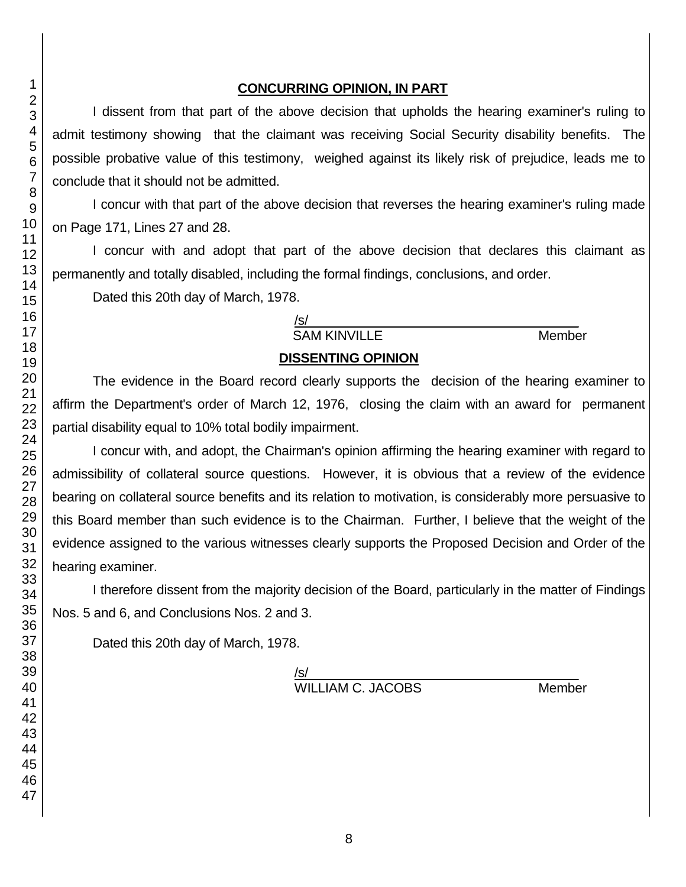## CONCURRING OPINION, IN PART

I dissent from that part of the above decision that upholds the hearing examiner's ruling to admit testimony showing that the claimant was receiving Social Security disability benefits. The possible probative value of this testimony, weighed against its likely risk of prejudice, leads me to conclude that it should not be admitted.

I concur with that part of the above decision that reverses the hearing examiner's ruling made on Page 171, Lines 27 and 28.

I concur with and adopt that part of the above decision that declares this claimant as permanently and totally disabled, including the formal findings, conclusions, and order.

Dated this 20th day of March, 1978.

/s/
SAM KINVILLE Member

## DISSENTING OPINION

The evidence in the Board record clearly supports the decision of the hearing examiner to affirm the Department's order of March 12, 1976, closing the claim with an award for permanent partial disability equal to 10% total bodily impairment.

I concur with, and adopt, the Chairman's opinion affirming the hearing examiner with regard to admissibility of collateral source questions. However, it is obvious that a review of the evidence bearing on collateral source benefits and its relation to motivation, is considerably more persuasive to this Board member than such evidence is to the Chairman. Further, I believe that the weight of the evidence assigned to the various witnesses clearly supports the Proposed Decision and Order of the hearing examiner.

I therefore dissent from the majority decision of the Board, particularly in the matter of Findings Nos. 5 and 6, and Conclusions Nos. 2 and 3.

Dated this 20th day of March, 1978.

/s/
WILLIAM C. JACOBS Member